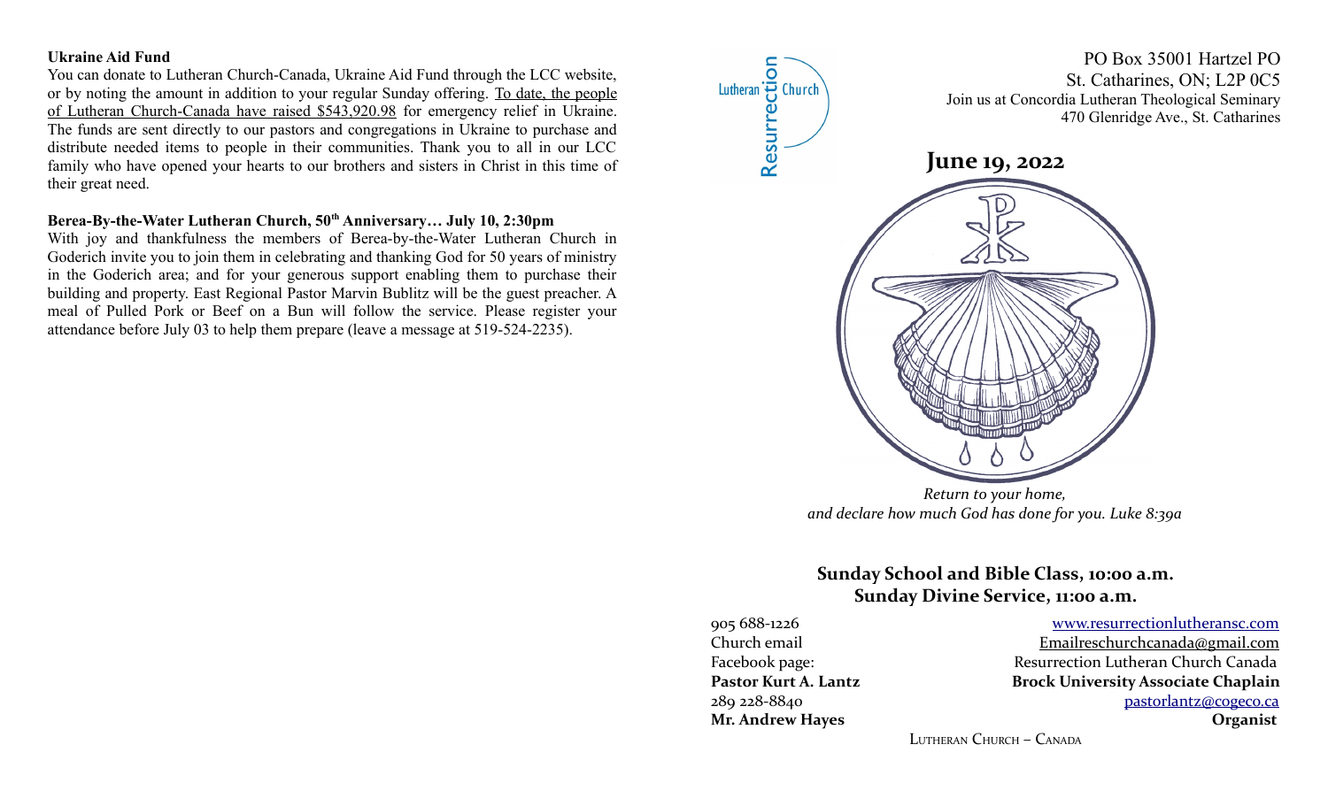### Ukraine Aid Fund

You can donate to Lutheran Church-Canada, Ukraine Aid Fund through the LCC website, or by noting the amount in addition to your regular Sunday offering. To date, the people of Lutheran Church-Canada have raised $543,920.98 for emergency relief in Ukraine. The funds are sent directly to our pastors and congregations in Ukraine to purchase and distribute needed items to people in their communities. Thank you to all in our LCC family who have opened your hearts to our brothers and sisters in Christ in this time of their great need.

### Berea-By-the-Water Lutheran Church, 50th Anniversary… July 10, 2:30pm

With joy and thankfulness the members of Berea-by-the-Water Lutheran Church in Goderich invite you to join them in celebrating and thanking God for 50 years of ministry in the Goderich area; and for your generous support enabling them to purchase their building and property. East Regional Pastor Marvin Bublitz will be the guest preacher. A meal of Pulled Pork or Beef on a Bun will follow the service. Please register your attendance before July 03 to help them prepare (leave a message at 519-524-2235).

Resurrection Lutheran Church

PO Box 35001 Hartzel PO
St. Catharines, ON; L2P 0C5
Join us at Concordia Lutheran Theological Seminary
470 Glenridge Ave., St. Catharines

# June 19, 2022

*Return to your home,*
*and declare how much God has done for you. Luke 8:39a*

## Sunday School and Bible Class, 10:00 a.m.
## Sunday Divine Service, 11:00 a.m.

905 688-1226 — www.resurrectionlutheransc.com
Church email — Emailreschurchcanada@gmail.com
Facebook page: — Resurrection Lutheran Church Canada
**Pastor Kurt A. Lantz** — **Brock University Associate Chaplain**
289 228-8840 — pastorlantz@cogeco.ca
**Mr. Andrew Hayes** — **Organist**

Lutheran Church – Canada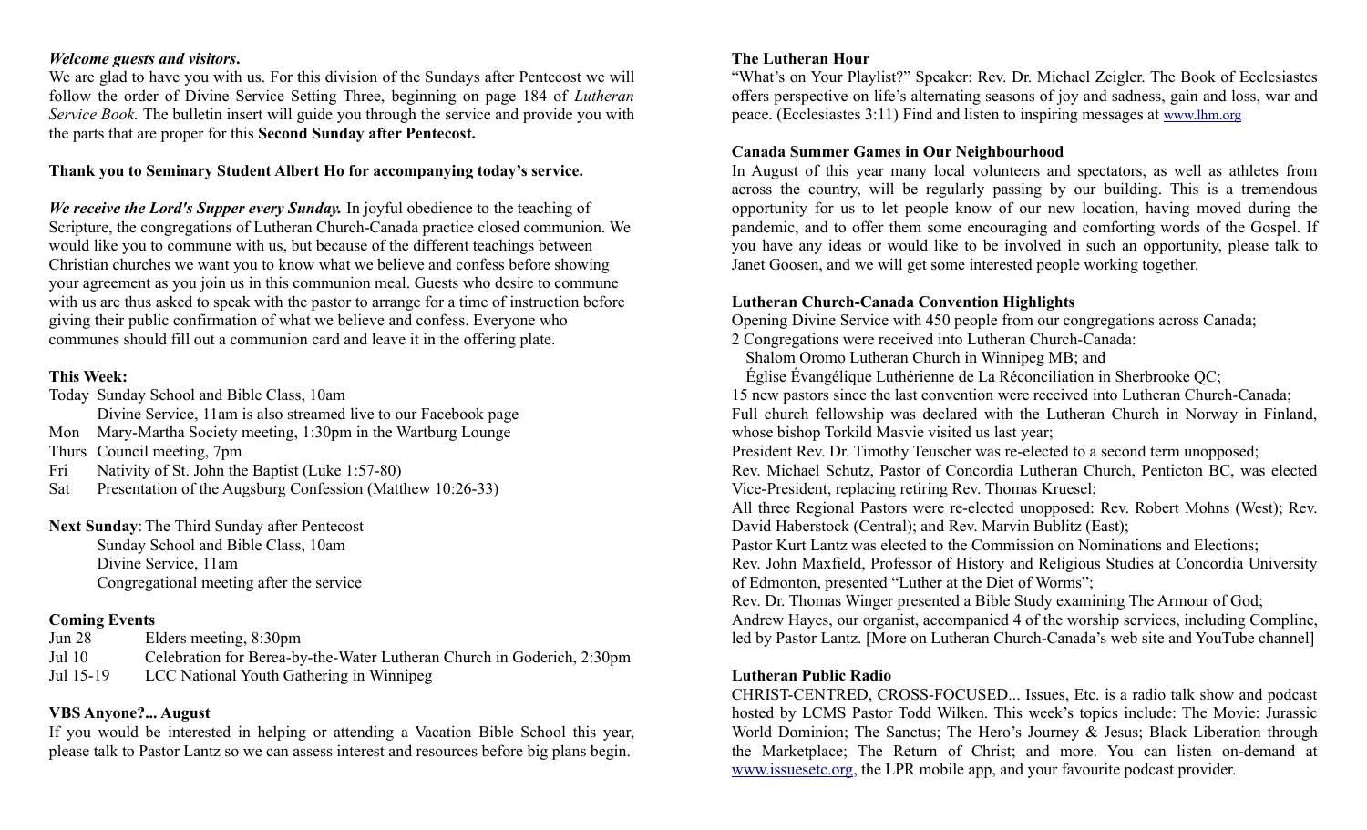***Welcome guests and visitors*.**
We are glad to have you with us. For this division of the Sundays after Pentecost we will follow the order of Divine Service Setting Three, beginning on page 184 of *Lutheran Service Book.* The bulletin insert will guide you through the service and provide you with the parts that are proper for this **Second Sunday after Pentecost.**

**Thank you to Seminary Student Albert Ho for accompanying today's service.**

***We receive the Lord's Supper every Sunday.*** In joyful obedience to the teaching of Scripture, the congregations of Lutheran Church-Canada practice closed communion. We would like you to commune with us, but because of the different teachings between Christian churches we want you to know what we believe and confess before showing your agreement as you join us in this communion meal. Guests who desire to commune with us are thus asked to speak with the pastor to arrange for a time of instruction before giving their public confirmation of what we believe and confess. Everyone who communes should fill out a communion card and leave it in the offering plate.

**This Week:**

| | |
|---|---|
| Today | Sunday School and Bible Class, 10am |
| | Divine Service, 11am is also streamed live to our Facebook page |
| Mon | Mary-Martha Society meeting, 1:30pm in the Wartburg Lounge |
| Thurs | Council meeting, 7pm |
| Fri | Nativity of St. John the Baptist (Luke 1:57-80) |
| Sat | Presentation of the Augsburg Confession (Matthew 10:26-33) |

**Next Sunday**: The Third Sunday after Pentecost
Sunday School and Bible Class, 10am
Divine Service, 11am
Congregational meeting after the service

**Coming Events**

| | |
|---|---|
| Jun 28 | Elders meeting, 8:30pm |
| Jul 10 | Celebration for Berea-by-the-Water Lutheran Church in Goderich, 2:30pm |
| Jul 15-19 | LCC National Youth Gathering in Winnipeg |

**VBS Anyone?... August**
If you would be interested in helping or attending a Vacation Bible School this year, please talk to Pastor Lantz so we can assess interest and resources before big plans begin.

**The Lutheran Hour**
"What's on Your Playlist?" Speaker: Rev. Dr. Michael Zeigler. The Book of Ecclesiastes offers perspective on life's alternating seasons of joy and sadness, gain and loss, war and peace. (Ecclesiastes 3:11) Find and listen to inspiring messages at www.lhm.org

**Canada Summer Games in Our Neighbourhood**
In August of this year many local volunteers and spectators, as well as athletes from across the country, will be regularly passing by our building. This is a tremendous opportunity for us to let people know of our new location, having moved during the pandemic, and to offer them some encouraging and comforting words of the Gospel. If you have any ideas or would like to be involved in such an opportunity, please talk to Janet Goosen, and we will get some interested people working together.

**Lutheran Church-Canada Convention Highlights**
Opening Divine Service with 450 people from our congregations across Canada;
2 Congregations were received into Lutheran Church-Canada:
Shalom Oromo Lutheran Church in Winnipeg MB; and
Église Évangélique Luthérienne de La Réconciliation in Sherbrooke QC;
15 new pastors since the last convention were received into Lutheran Church-Canada;
Full church fellowship was declared with the Lutheran Church in Norway in Finland, whose bishop Torkild Masvie visited us last year;
President Rev. Dr. Timothy Teuscher was re-elected to a second term unopposed;
Rev. Michael Schutz, Pastor of Concordia Lutheran Church, Penticton BC, was elected Vice-President, replacing retiring Rev. Thomas Kruesel;
All three Regional Pastors were re-elected unopposed: Rev. Robert Mohns (West); Rev. David Haberstock (Central); and Rev. Marvin Bublitz (East);
Pastor Kurt Lantz was elected to the Commission on Nominations and Elections;
Rev. John Maxfield, Professor of History and Religious Studies at Concordia University of Edmonton, presented "Luther at the Diet of Worms";
Rev. Dr. Thomas Winger presented a Bible Study examining The Armour of God;
Andrew Hayes, our organist, accompanied 4 of the worship services, including Compline, led by Pastor Lantz. [More on Lutheran Church-Canada's web site and YouTube channel]

**Lutheran Public Radio**
CHRIST-CENTRED, CROSS-FOCUSED... Issues, Etc. is a radio talk show and podcast hosted by LCMS Pastor Todd Wilken. This week's topics include: The Movie: Jurassic World Dominion; The Sanctus; The Hero's Journey & Jesus; Black Liberation through the Marketplace; The Return of Christ; and more. You can listen on-demand at www.issuesetc.org, the LPR mobile app, and your favourite podcast provider.